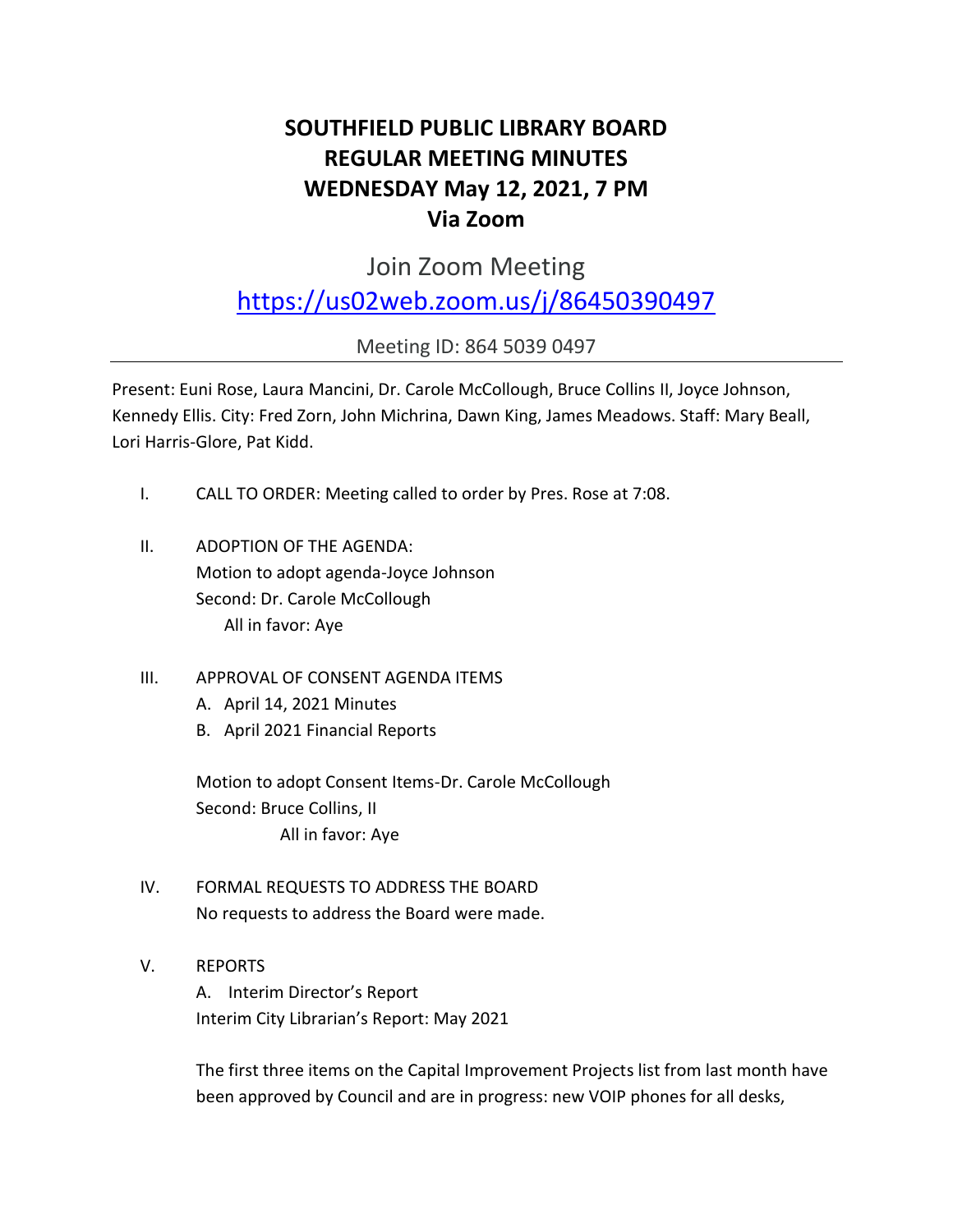# SOUTHFIELD PUBLIC LIBRARY BOARD
# REGULAR MEETING MINUTES
# WEDNESDAY May 12, 2021, 7 PM
# Via Zoom

Join Zoom Meeting

https://us02web.zoom.us/j/86450390497

Meeting ID: 864 5039 0497

---

Present: Euni Rose, Laura Mancini, Dr. Carole McCollough, Bruce Collins II, Joyce Johnson, Kennedy Ellis. City: Fred Zorn, John Michrina, Dawn King, James Meadows. Staff: Mary Beall, Lori Harris-Glore, Pat Kidd.

I. CALL TO ORDER: Meeting called to order by Pres. Rose at 7:08.

II. ADOPTION OF THE AGENDA:
Motion to adopt agenda-Joyce Johnson
Second: Dr. Carole McCollough
All in favor: Aye

III. APPROVAL OF CONSENT AGENDA ITEMS
A. April 14, 2021 Minutes
B. April 2021 Financial Reports

Motion to adopt Consent Items-Dr. Carole McCollough
Second: Bruce Collins, II
All in favor: Aye

IV. FORMAL REQUESTS TO ADDRESS THE BOARD
No requests to address the Board were made.

V. REPORTS
A. Interim Director's Report
Interim City Librarian's Report: May 2021

The first three items on the Capital Improvement Projects list from last month have been approved by Council and are in progress: new VOIP phones for all desks,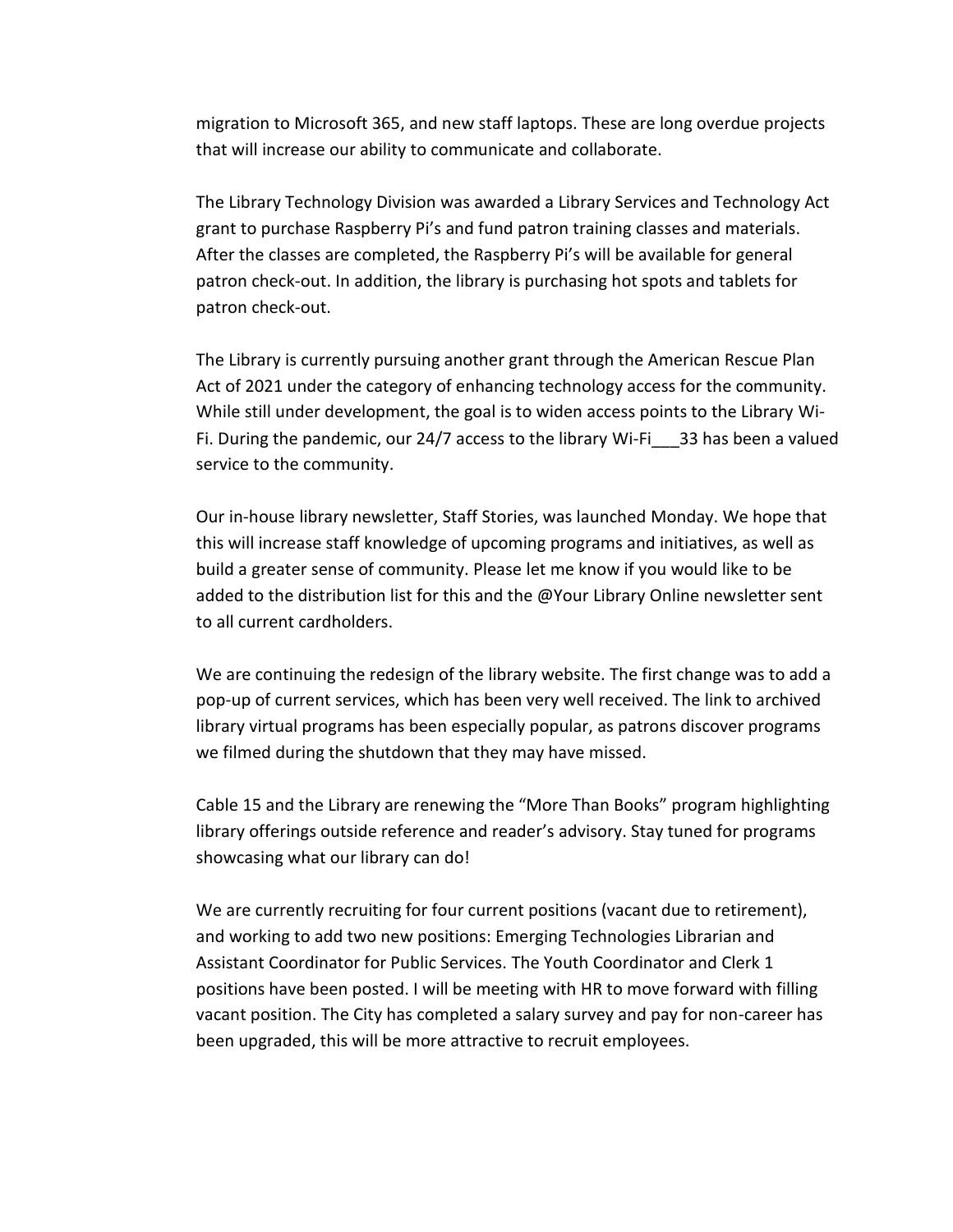migration to Microsoft 365, and new staff laptops. These are long overdue projects that will increase our ability to communicate and collaborate.

The Library Technology Division was awarded a Library Services and Technology Act grant to purchase Raspberry Pi's and fund patron training classes and materials. After the classes are completed, the Raspberry Pi's will be available for general patron check-out. In addition, the library is purchasing hot spots and tablets for patron check-out.

The Library is currently pursuing another grant through the American Rescue Plan Act of 2021 under the category of enhancing technology access for the community. While still under development, the goal is to widen access points to the Library Wi-Fi. During the pandemic, our 24/7 access to the library Wi-Fi___33 has been a valued service to the community.

Our in-house library newsletter, Staff Stories, was launched Monday. We hope that this will increase staff knowledge of upcoming programs and initiatives, as well as build a greater sense of community. Please let me know if you would like to be added to the distribution list for this and the @Your Library Online newsletter sent to all current cardholders.

We are continuing the redesign of the library website. The first change was to add a pop-up of current services, which has been very well received. The link to archived library virtual programs has been especially popular, as patrons discover programs we filmed during the shutdown that they may have missed.

Cable 15 and the Library are renewing the "More Than Books" program highlighting library offerings outside reference and reader's advisory. Stay tuned for programs showcasing what our library can do!

We are currently recruiting for four current positions (vacant due to retirement), and working to add two new positions: Emerging Technologies Librarian and Assistant Coordinator for Public Services. The Youth Coordinator and Clerk 1 positions have been posted. I will be meeting with HR to move forward with filling vacant position. The City has completed a salary survey and pay for non-career has been upgraded, this will be more attractive to recruit employees.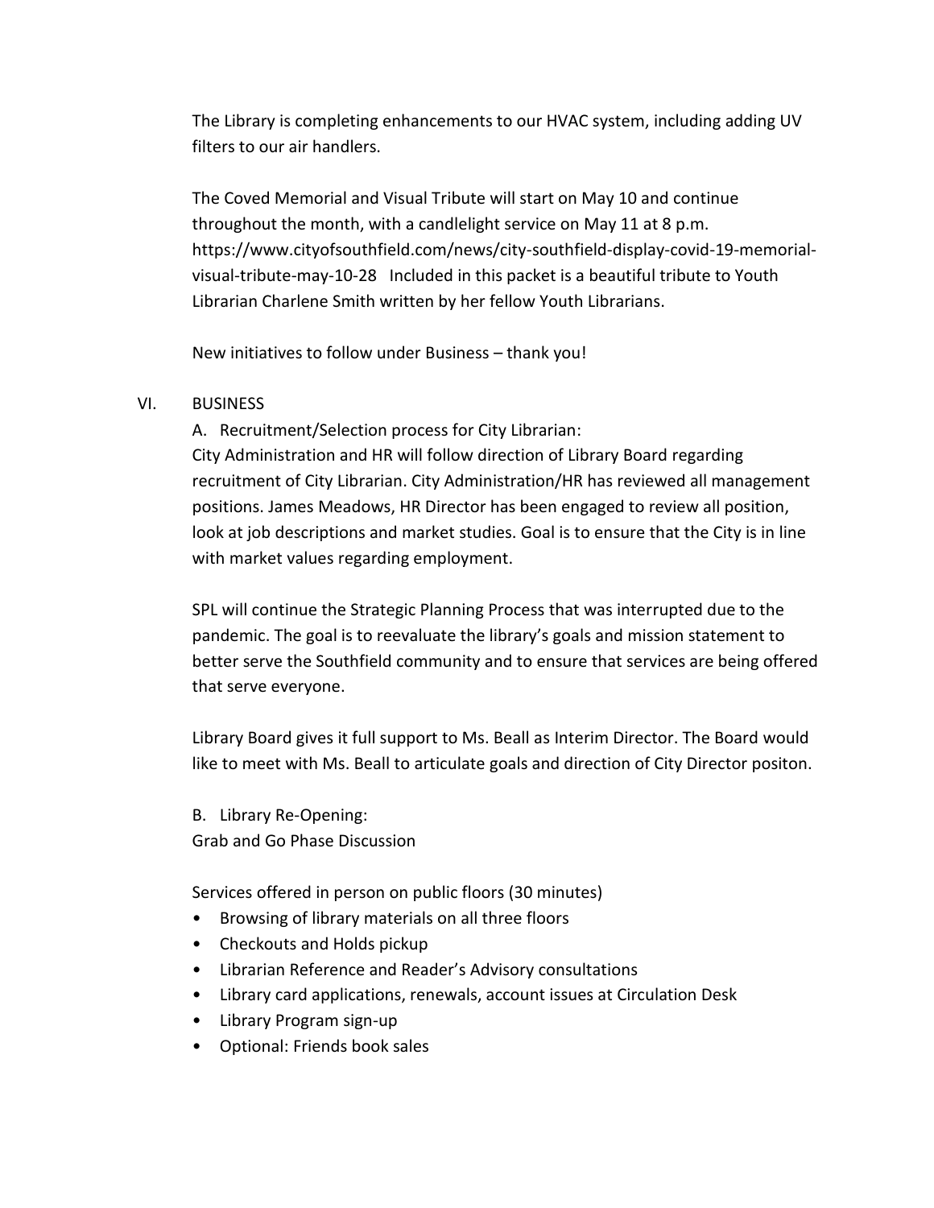The Library is completing enhancements to our HVAC system, including adding UV filters to our air handlers.

The Coved Memorial and Visual Tribute will start on May 10 and continue throughout the month, with a candlelight service on May 11 at 8 p.m. https://www.cityofsouthfield.com/news/city-southfield-display-covid-19-memorial-visual-tribute-may-10-28 Included in this packet is a beautiful tribute to Youth Librarian Charlene Smith written by her fellow Youth Librarians.

New initiatives to follow under Business – thank you!

VI. BUSINESS

A. Recruitment/Selection process for City Librarian:
City Administration and HR will follow direction of Library Board regarding recruitment of City Librarian. City Administration/HR has reviewed all management positions. James Meadows, HR Director has been engaged to review all position, look at job descriptions and market studies. Goal is to ensure that the City is in line with market values regarding employment.

SPL will continue the Strategic Planning Process that was interrupted due to the pandemic. The goal is to reevaluate the library's goals and mission statement to better serve the Southfield community and to ensure that services are being offered that serve everyone.

Library Board gives it full support to Ms. Beall as Interim Director. The Board would like to meet with Ms. Beall to articulate goals and direction of City Director positon.

B. Library Re-Opening:
Grab and Go Phase Discussion

Services offered in person on public floors (30 minutes)

- Browsing of library materials on all three floors
- Checkouts and Holds pickup
- Librarian Reference and Reader's Advisory consultations
- Library card applications, renewals, account issues at Circulation Desk
- Library Program sign-up
- Optional: Friends book sales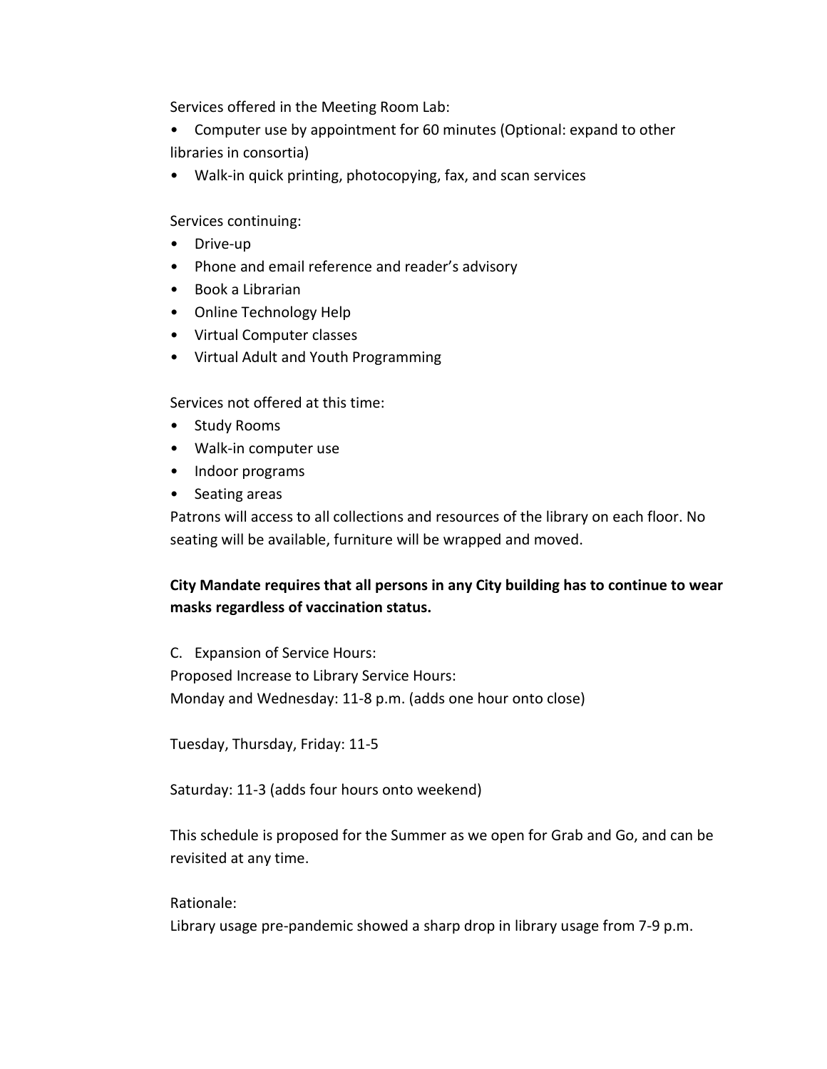Services offered in the Meeting Room Lab:

- Computer use by appointment for 60 minutes (Optional: expand to other libraries in consortia)
- Walk-in quick printing, photocopying, fax, and scan services

Services continuing:

- Drive-up
- Phone and email reference and reader's advisory
- Book a Librarian
- Online Technology Help
- Virtual Computer classes
- Virtual Adult and Youth Programming

Services not offered at this time:

- Study Rooms
- Walk-in computer use
- Indoor programs
- Seating areas

Patrons will access to all collections and resources of the library on each floor. No seating will be available, furniture will be wrapped and moved.

**City Mandate requires that all persons in any City building has to continue to wear masks regardless of vaccination status.**

C. Expansion of Service Hours:

Proposed Increase to Library Service Hours:

Monday and Wednesday: 11-8 p.m. (adds one hour onto close)

Tuesday, Thursday, Friday: 11-5

Saturday: 11-3 (adds four hours onto weekend)

This schedule is proposed for the Summer as we open for Grab and Go, and can be revisited at any time.

Rationale:

Library usage pre-pandemic showed a sharp drop in library usage from 7-9 p.m.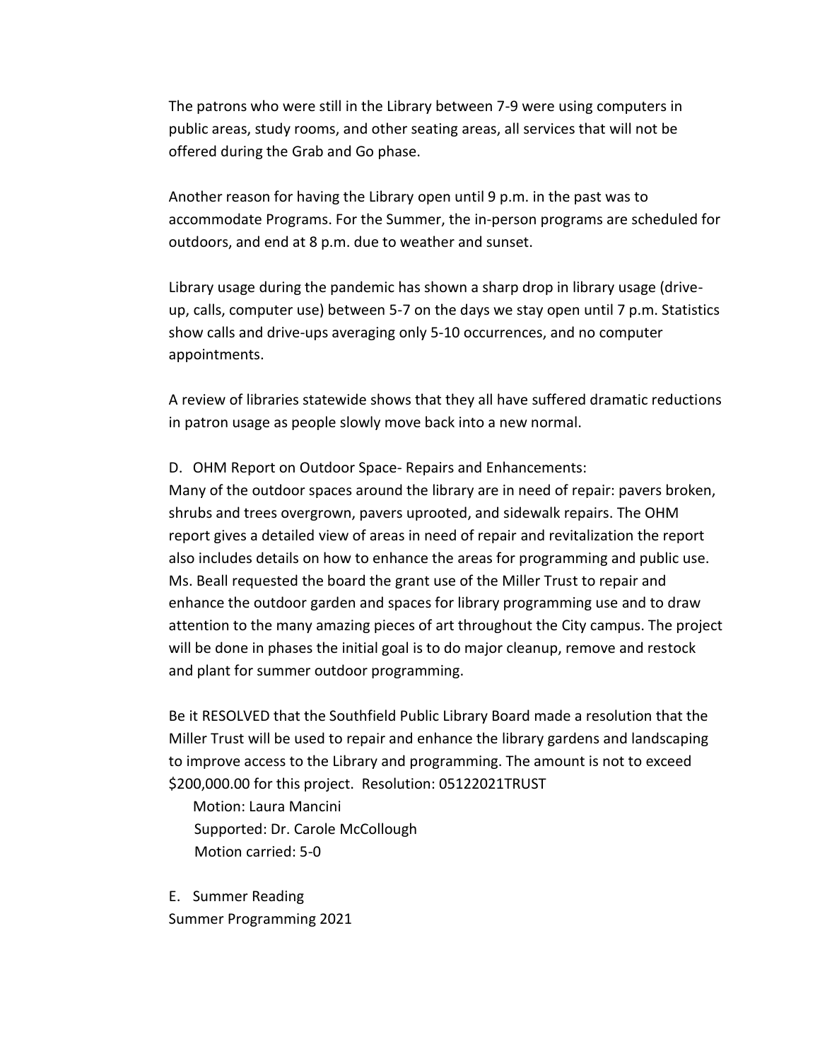The patrons who were still in the Library between 7-9 were using computers in public areas, study rooms, and other seating areas, all services that will not be offered during the Grab and Go phase.

Another reason for having the Library open until 9 p.m. in the past was to accommodate Programs. For the Summer, the in-person programs are scheduled for outdoors, and end at 8 p.m. due to weather and sunset.

Library usage during the pandemic has shown a sharp drop in library usage (drive-up, calls, computer use) between 5-7 on the days we stay open until 7 p.m. Statistics show calls and drive-ups averaging only 5-10 occurrences, and no computer appointments.

A review of libraries statewide shows that they all have suffered dramatic reductions in patron usage as people slowly move back into a new normal.

D. OHM Report on Outdoor Space- Repairs and Enhancements:
Many of the outdoor spaces around the library are in need of repair: pavers broken, shrubs and trees overgrown, pavers uprooted, and sidewalk repairs. The OHM report gives a detailed view of areas in need of repair and revitalization the report also includes details on how to enhance the areas for programming and public use. Ms. Beall requested the board the grant use of the Miller Trust to repair and enhance the outdoor garden and spaces for library programming use and to draw attention to the many amazing pieces of art throughout the City campus. The project will be done in phases the initial goal is to do major cleanup, remove and restock and plant for summer outdoor programming.

Be it RESOLVED that the Southfield Public Library Board made a resolution that the Miller Trust will be used to repair and enhance the library gardens and landscaping to improve access to the Library and programming. The amount is not to exceed $200,000.00 for this project. Resolution: 05122021TRUST

Motion: Laura Mancini
Supported: Dr. Carole McCollough
Motion carried: 5-0

E. Summer Reading
Summer Programming 2021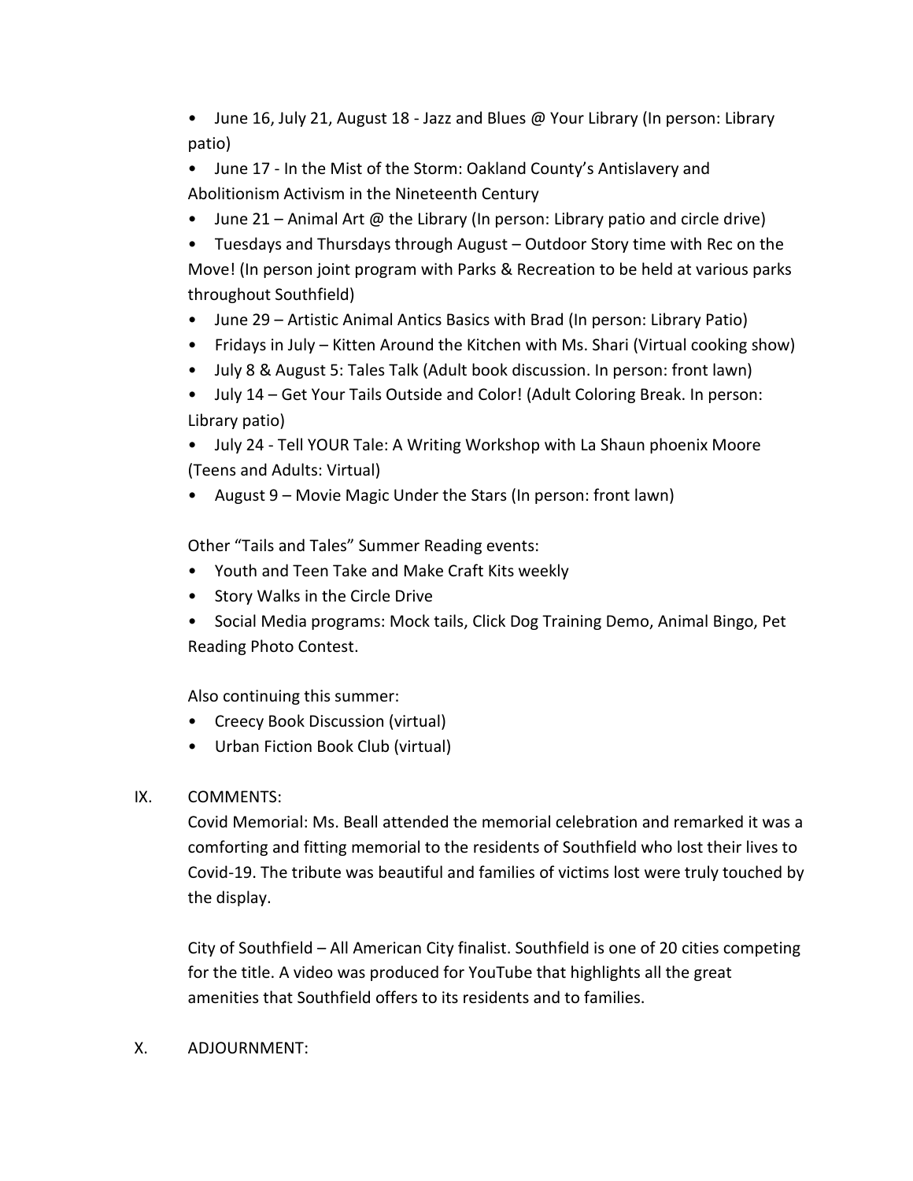- June 16, July 21, August 18 - Jazz and Blues @ Your Library (In person: Library patio)
- June 17 - In the Mist of the Storm: Oakland County's Antislavery and Abolitionism Activism in the Nineteenth Century
- June 21 – Animal Art @ the Library (In person: Library patio and circle drive)
- Tuesdays and Thursdays through August – Outdoor Story time with Rec on the Move! (In person joint program with Parks & Recreation to be held at various parks throughout Southfield)
- June 29 – Artistic Animal Antics Basics with Brad (In person: Library Patio)
- Fridays in July – Kitten Around the Kitchen with Ms. Shari (Virtual cooking show)
- July 8 & August 5: Tales Talk (Adult book discussion. In person: front lawn)
- July 14 – Get Your Tails Outside and Color! (Adult Coloring Break. In person: Library patio)
- July 24 - Tell YOUR Tale: A Writing Workshop with La Shaun phoenix Moore (Teens and Adults: Virtual)
- August 9 – Movie Magic Under the Stars (In person: front lawn)

Other "Tails and Tales" Summer Reading events:

- Youth and Teen Take and Make Craft Kits weekly
- Story Walks in the Circle Drive
- Social Media programs: Mock tails, Click Dog Training Demo, Animal Bingo, Pet Reading Photo Contest.

Also continuing this summer:

- Creecy Book Discussion (virtual)
- Urban Fiction Book Club (virtual)

IX. COMMENTS:

Covid Memorial: Ms. Beall attended the memorial celebration and remarked it was a comforting and fitting memorial to the residents of Southfield who lost their lives to Covid-19. The tribute was beautiful and families of victims lost were truly touched by the display.

City of Southfield – All American City finalist. Southfield is one of 20 cities competing for the title. A video was produced for YouTube that highlights all the great amenities that Southfield offers to its residents and to families.

X. ADJOURNMENT: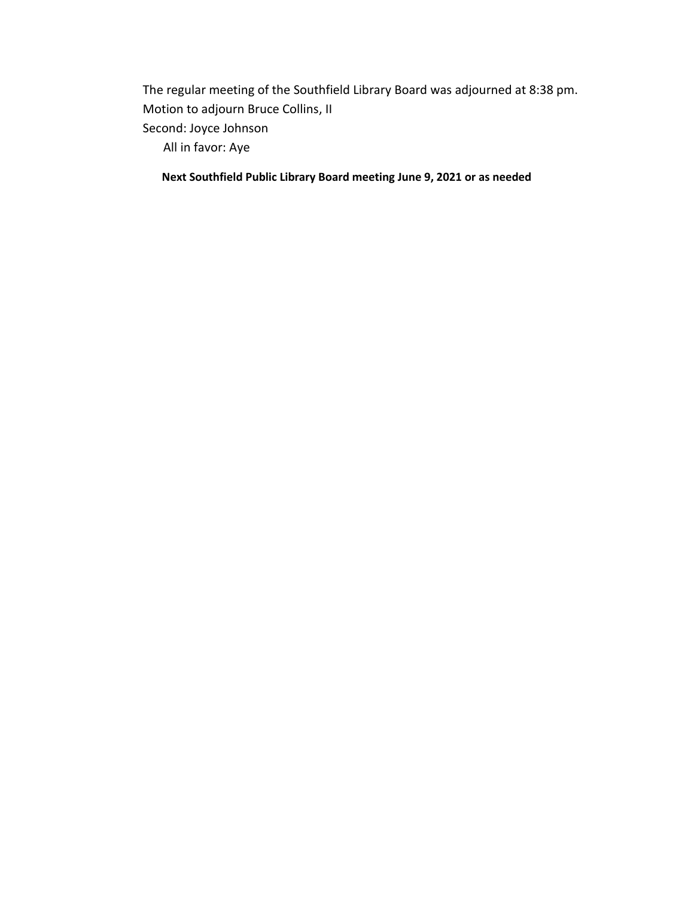The regular meeting of the Southfield Library Board was adjourned at 8:38 pm.
Motion to adjourn Bruce Collins, II
Second: Joyce Johnson
All in favor: Aye

**Next Southfield Public Library Board meeting June 9, 2021 or as needed**